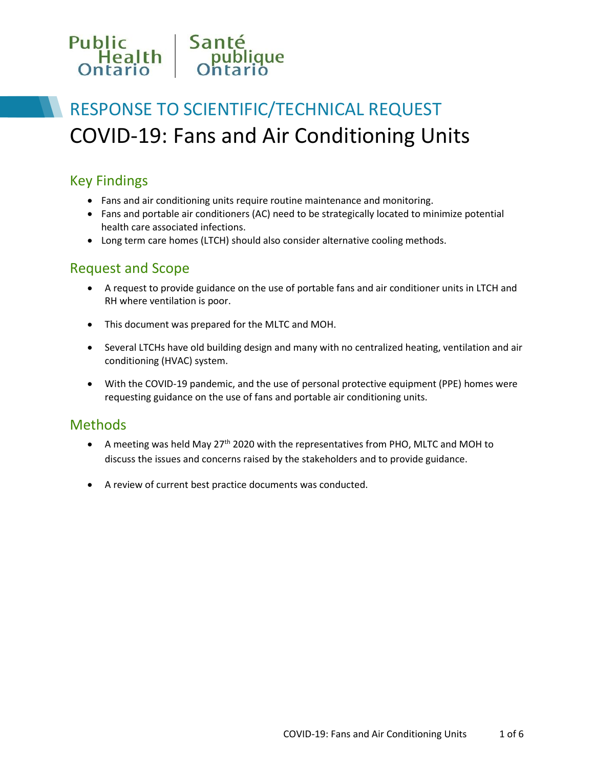Public Health Ontario | Santé publique Ontario

RESPONSE TO SCIENTIFIC/TECHNICAL REQUEST

# COVID-19: Fans and Air Conditioning Units

## Key Findings

- Fans and air conditioning units require routine maintenance and monitoring.
- Fans and portable air conditioners (AC) need to be strategically located to minimize potential health care associated infections.
- Long term care homes (LTCH) should also consider alternative cooling methods.

## Request and Scope

- A request to provide guidance on the use of portable fans and air conditioner units in LTCH and RH where ventilation is poor.
- This document was prepared for the MLTC and MOH.
- Several LTCHs have old building design and many with no centralized heating, ventilation and air conditioning (HVAC) system.
- With the COVID-19 pandemic, and the use of personal protective equipment (PPE) homes were requesting guidance on the use of fans and portable air conditioning units.

## Methods

- A meeting was held May 27th 2020 with the representatives from PHO, MLTC and MOH to discuss the issues and concerns raised by the stakeholders and to provide guidance.
- A review of current best practice documents was conducted.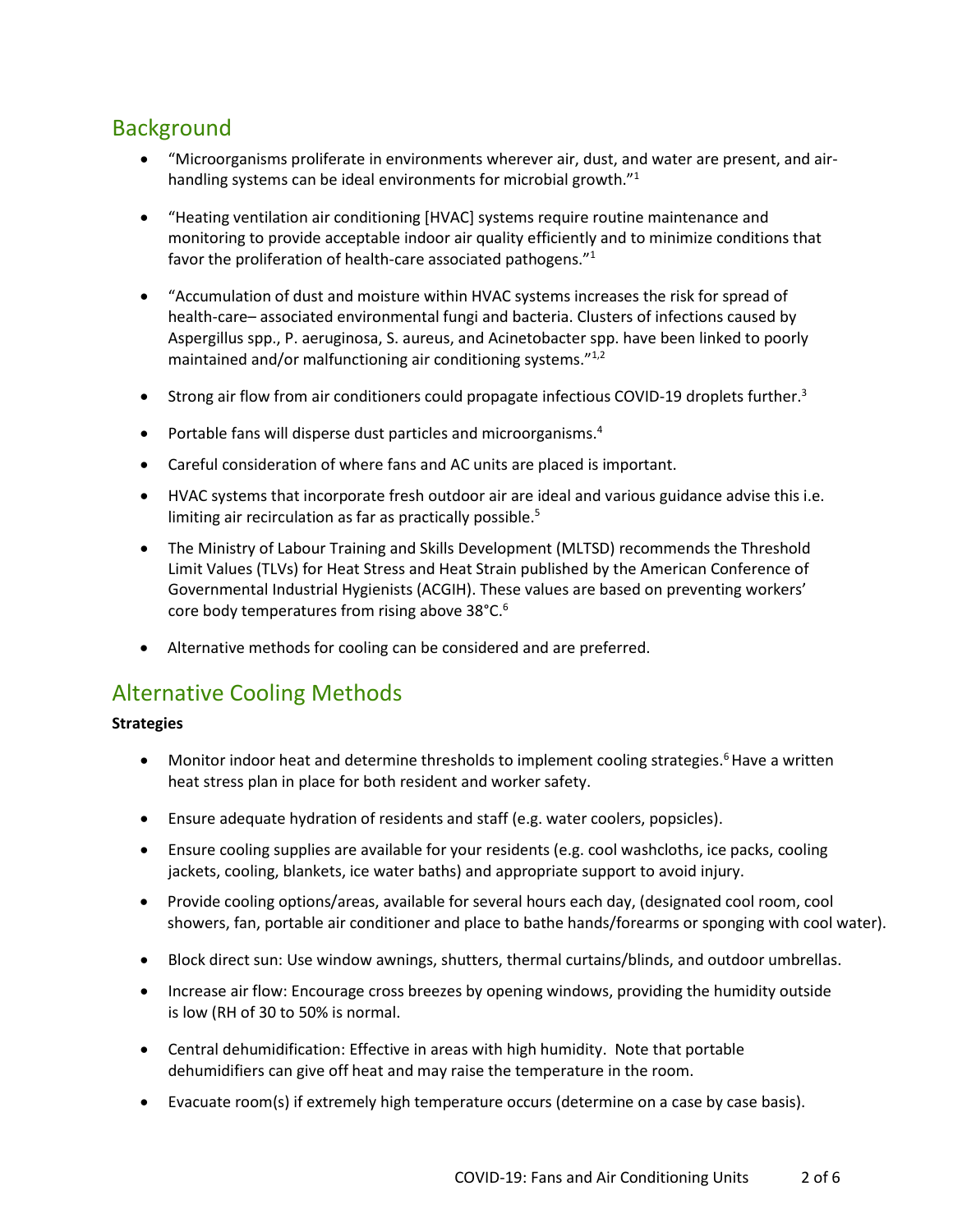## Background

- "Microorganisms proliferate in environments wherever air, dust, and water are present, and air-handling systems can be ideal environments for microbial growth."[1]

- "Heating ventilation air conditioning [HVAC] systems require routine maintenance and monitoring to provide acceptable indoor air quality efficiently and to minimize conditions that favor the proliferation of health-care associated pathogens."[1]

- "Accumulation of dust and moisture within HVAC systems increases the risk for spread of health-care– associated environmental fungi and bacteria. Clusters of infections caused by Aspergillus spp., P. aeruginosa, S. aureus, and Acinetobacter spp. have been linked to poorly maintained and/or malfunctioning air conditioning systems."[1,2]

- Strong air flow from air conditioners could propagate infectious COVID-19 droplets further.[3]

- Portable fans will disperse dust particles and microorganisms.[4]

- Careful consideration of where fans and AC units are placed is important.

- HVAC systems that incorporate fresh outdoor air are ideal and various guidance advise this i.e. limiting air recirculation as far as practically possible.[5]

- The Ministry of Labour Training and Skills Development (MLTSD) recommends the Threshold Limit Values (TLVs) for Heat Stress and Heat Strain published by the American Conference of Governmental Industrial Hygienists (ACGIH). These values are based on preventing workers' core body temperatures from rising above 38°C.[6]

- Alternative methods for cooling can be considered and are preferred.

## Alternative Cooling Methods

**Strategies**

- Monitor indoor heat and determine thresholds to implement cooling strategies.[6] Have a written heat stress plan in place for both resident and worker safety.

- Ensure adequate hydration of residents and staff (e.g. water coolers, popsicles).

- Ensure cooling supplies are available for your residents (e.g. cool washcloths, ice packs, cooling jackets, cooling, blankets, ice water baths) and appropriate support to avoid injury.

- Provide cooling options/areas, available for several hours each day, (designated cool room, cool showers, fan, portable air conditioner and place to bathe hands/forearms or sponging with cool water).

- Block direct sun: Use window awnings, shutters, thermal curtains/blinds, and outdoor umbrellas.

- Increase air flow: Encourage cross breezes by opening windows, providing the humidity outside is low (RH of 30 to 50% is normal.

- Central dehumidification: Effective in areas with high humidity. Note that portable dehumidifiers can give off heat and may raise the temperature in the room.

- Evacuate room(s) if extremely high temperature occurs (determine on a case by case basis).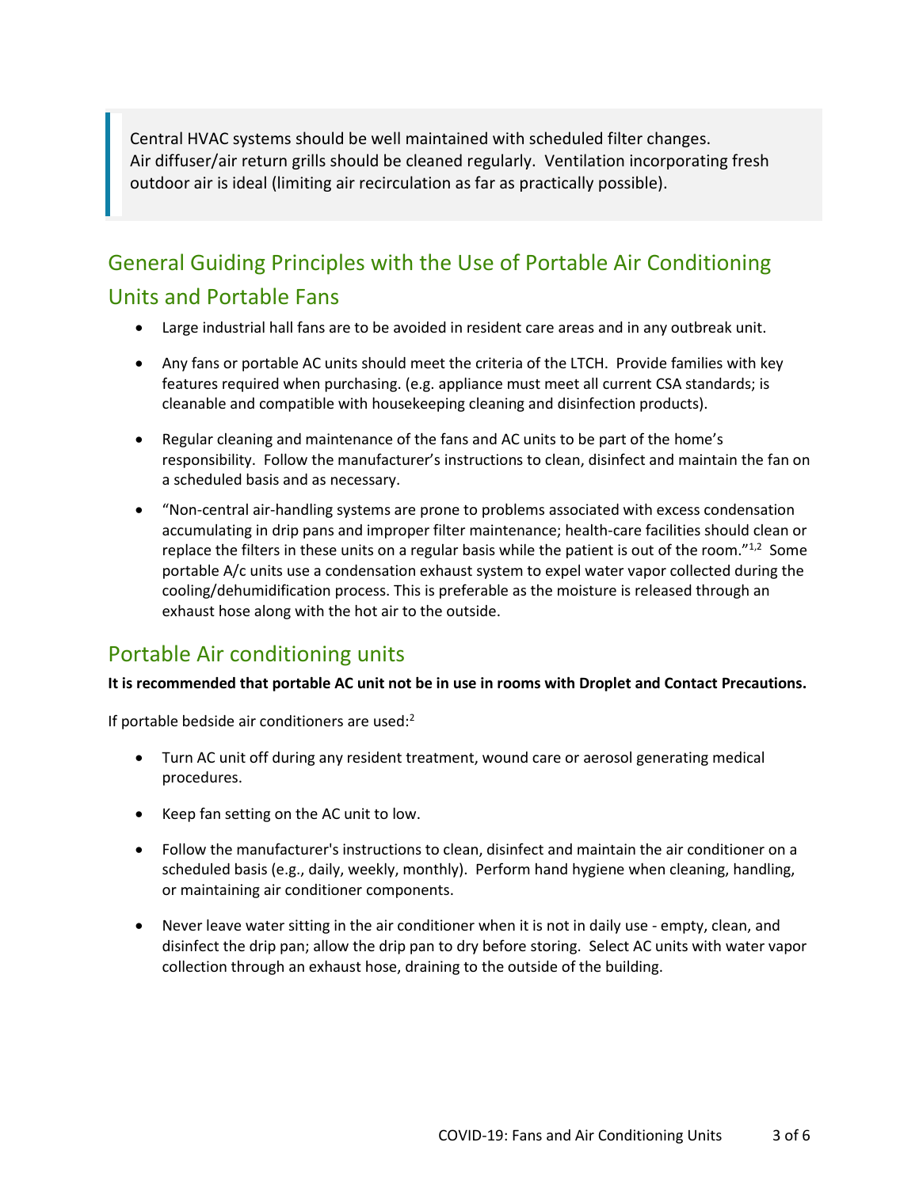> Central HVAC systems should be well maintained with scheduled filter changes. Air diffuser/air return grills should be cleaned regularly. Ventilation incorporating fresh outdoor air is ideal (limiting air recirculation as far as practically possible).

## General Guiding Principles with the Use of Portable Air Conditioning Units and Portable Fans

- Large industrial hall fans are to be avoided in resident care areas and in any outbreak unit.
- Any fans or portable AC units should meet the criteria of the LTCH. Provide families with key features required when purchasing. (e.g. appliance must meet all current CSA standards; is cleanable and compatible with housekeeping cleaning and disinfection products).
- Regular cleaning and maintenance of the fans and AC units to be part of the home's responsibility. Follow the manufacturer's instructions to clean, disinfect and maintain the fan on a scheduled basis and as necessary.
- "Non-central air-handling systems are prone to problems associated with excess condensation accumulating in drip pans and improper filter maintenance; health-care facilities should clean or replace the filters in these units on a regular basis while the patient is out of the room."[1,2] Some portable A/c units use a condensation exhaust system to expel water vapor collected during the cooling/dehumidification process. This is preferable as the moisture is released through an exhaust hose along with the hot air to the outside.

## Portable Air conditioning units

**It is recommended that portable AC unit not be in use in rooms with Droplet and Contact Precautions.**

If portable bedside air conditioners are used:[2]

- Turn AC unit off during any resident treatment, wound care or aerosol generating medical procedures.
- Keep fan setting on the AC unit to low.
- Follow the manufacturer's instructions to clean, disinfect and maintain the air conditioner on a scheduled basis (e.g., daily, weekly, monthly). Perform hand hygiene when cleaning, handling, or maintaining air conditioner components.
- Never leave water sitting in the air conditioner when it is not in daily use - empty, clean, and disinfect the drip pan; allow the drip pan to dry before storing. Select AC units with water vapor collection through an exhaust hose, draining to the outside of the building.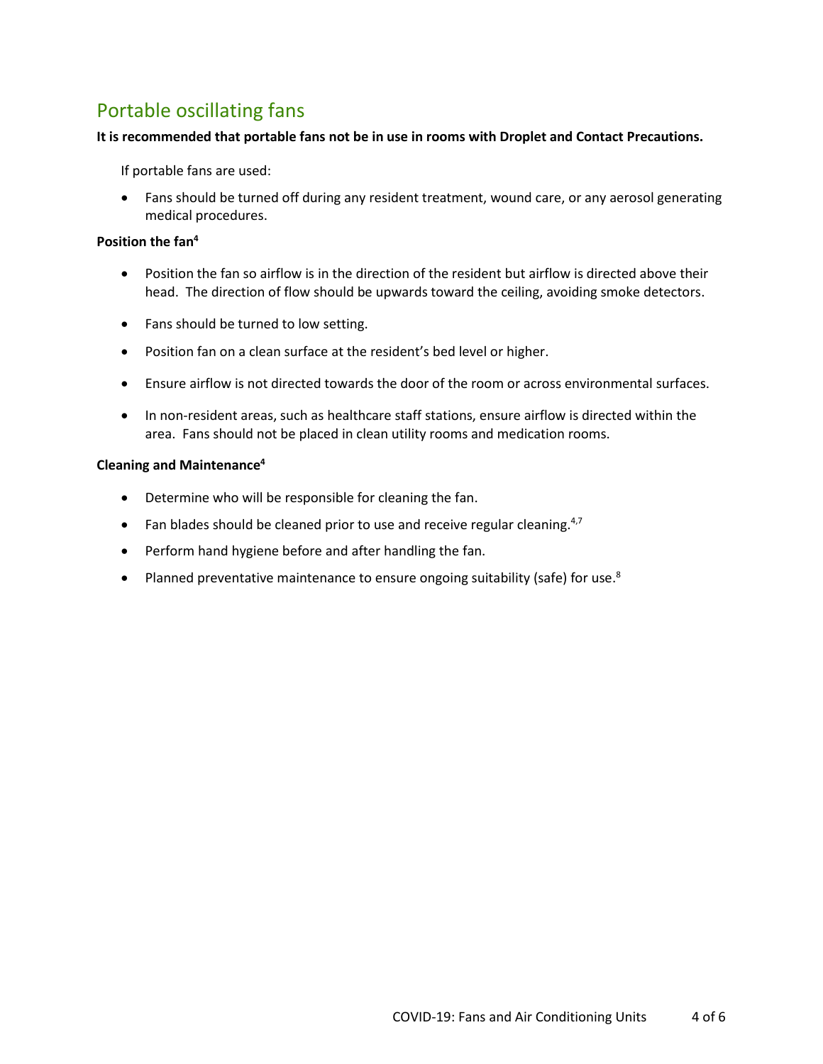## Portable oscillating fans

**It is recommended that portable fans not be in use in rooms with Droplet and Contact Precautions.**

If portable fans are used:

- Fans should be turned off during any resident treatment, wound care, or any aerosol generating medical procedures.

**Position the fan[4]**

- Position the fan so airflow is in the direction of the resident but airflow is directed above their head. The direction of flow should be upwards toward the ceiling, avoiding smoke detectors.
- Fans should be turned to low setting.
- Position fan on a clean surface at the resident's bed level or higher.
- Ensure airflow is not directed towards the door of the room or across environmental surfaces.
- In non-resident areas, such as healthcare staff stations, ensure airflow is directed within the area. Fans should not be placed in clean utility rooms and medication rooms.

**Cleaning and Maintenance[4]**

- Determine who will be responsible for cleaning the fan.
- Fan blades should be cleaned prior to use and receive regular cleaning.[4,7]
- Perform hand hygiene before and after handling the fan.
- Planned preventative maintenance to ensure ongoing suitability (safe) for use.[8]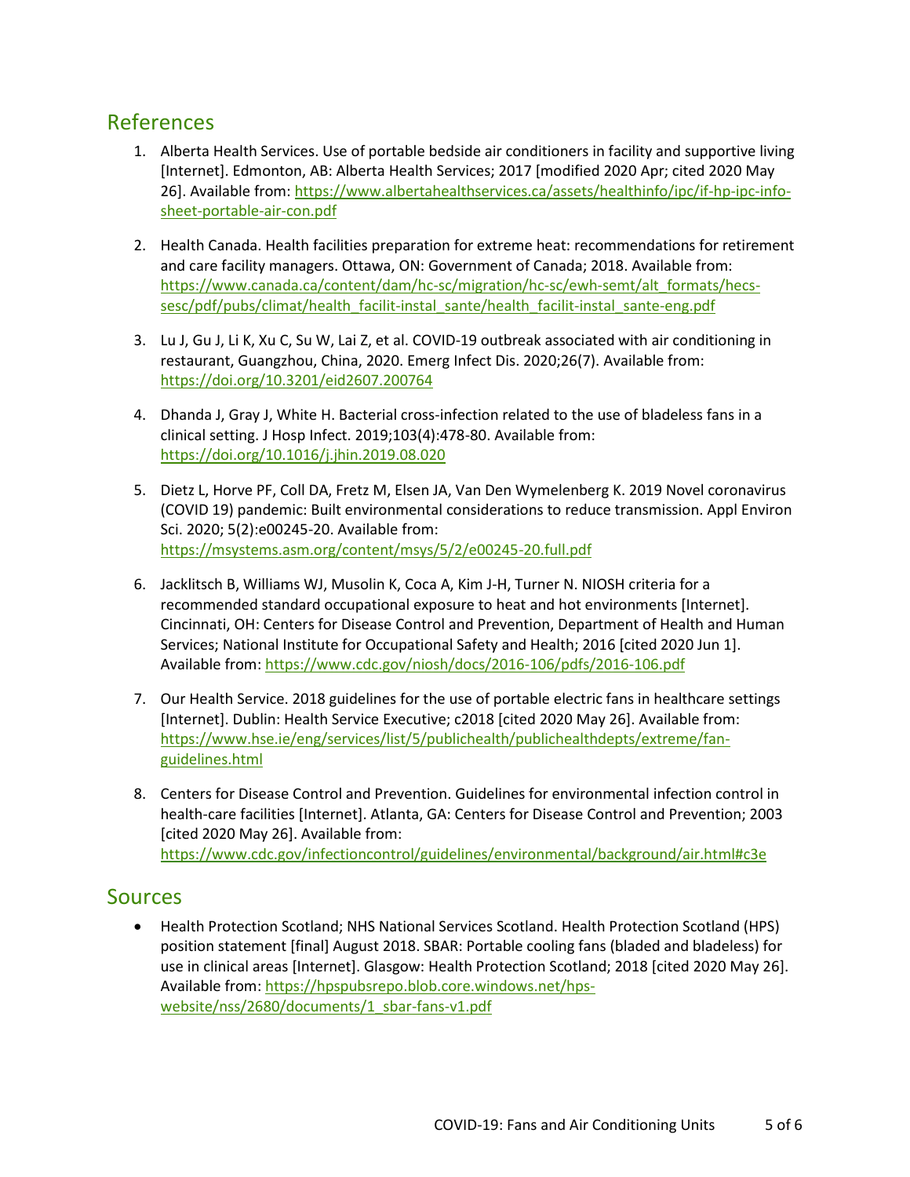## References

1. Alberta Health Services. Use of portable bedside air conditioners in facility and supportive living [Internet]. Edmonton, AB: Alberta Health Services; 2017 [modified 2020 Apr; cited 2020 May 26]. Available from: https://www.albertahealthservices.ca/assets/healthinfo/ipc/if-hp-ipc-info-sheet-portable-air-con.pdf

2. Health Canada. Health facilities preparation for extreme heat: recommendations for retirement and care facility managers. Ottawa, ON: Government of Canada; 2018. Available from: https://www.canada.ca/content/dam/hc-sc/migration/hc-sc/ewh-semt/alt_formats/hecs-sesc/pdf/pubs/climat/health_facilit-instal_sante/health_facilit-instal_sante-eng.pdf

3. Lu J, Gu J, Li K, Xu C, Su W, Lai Z, et al. COVID-19 outbreak associated with air conditioning in restaurant, Guangzhou, China, 2020. Emerg Infect Dis. 2020;26(7). Available from: https://doi.org/10.3201/eid2607.200764

4. Dhanda J, Gray J, White H. Bacterial cross-infection related to the use of bladeless fans in a clinical setting. J Hosp Infect. 2019;103(4):478-80. Available from: https://doi.org/10.1016/j.jhin.2019.08.020

5. Dietz L, Horve PF, Coll DA, Fretz M, Elsen JA, Van Den Wymelenberg K. 2019 Novel coronavirus (COVID 19) pandemic: Built environmental considerations to reduce transmission. Appl Environ Sci. 2020; 5(2):e00245-20. Available from: https://msystems.asm.org/content/msys/5/2/e00245-20.full.pdf

6. Jacklitsch B, Williams WJ, Musolin K, Coca A, Kim J-H, Turner N. NIOSH criteria for a recommended standard occupational exposure to heat and hot environments [Internet]. Cincinnati, OH: Centers for Disease Control and Prevention, Department of Health and Human Services; National Institute for Occupational Safety and Health; 2016 [cited 2020 Jun 1]. Available from: https://www.cdc.gov/niosh/docs/2016-106/pdfs/2016-106.pdf

7. Our Health Service. 2018 guidelines for the use of portable electric fans in healthcare settings [Internet]. Dublin: Health Service Executive; c2018 [cited 2020 May 26]. Available from: https://www.hse.ie/eng/services/list/5/publichealth/publichealthdepts/extreme/fan-guidelines.html

8. Centers for Disease Control and Prevention. Guidelines for environmental infection control in health-care facilities [Internet]. Atlanta, GA: Centers for Disease Control and Prevention; 2003 [cited 2020 May 26]. Available from: https://www.cdc.gov/infectioncontrol/guidelines/environmental/background/air.html#c3e

## Sources

- Health Protection Scotland; NHS National Services Scotland. Health Protection Scotland (HPS) position statement [final] August 2018. SBAR: Portable cooling fans (bladed and bladeless) for use in clinical areas [Internet]. Glasgow: Health Protection Scotland; 2018 [cited 2020 May 26]. Available from: https://hpspubsrepo.blob.core.windows.net/hps-website/nss/2680/documents/1_sbar-fans-v1.pdf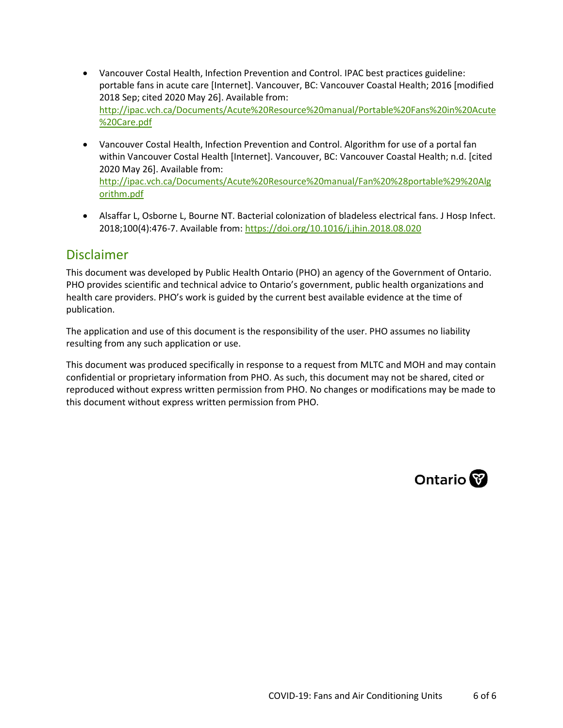- Vancouver Costal Health, Infection Prevention and Control. IPAC best practices guideline: portable fans in acute care [Internet]. Vancouver, BC: Vancouver Coastal Health; 2016 [modified 2018 Sep; cited 2020 May 26]. Available from: http://ipac.vch.ca/Documents/Acute%20Resource%20manual/Portable%20Fans%20in%20Acute%20Care.pdf
- Vancouver Costal Health, Infection Prevention and Control. Algorithm for use of a portal fan within Vancouver Costal Health [Internet]. Vancouver, BC: Vancouver Coastal Health; n.d. [cited 2020 May 26]. Available from: http://ipac.vch.ca/Documents/Acute%20Resource%20manual/Fan%20%28portable%29%20Algorithm.pdf
- Alsaffar L, Osborne L, Bourne NT. Bacterial colonization of bladeless electrical fans. J Hosp Infect. 2018;100(4):476-7. Available from: https://doi.org/10.1016/j.jhin.2018.08.020

## Disclaimer

This document was developed by Public Health Ontario (PHO) an agency of the Government of Ontario. PHO provides scientific and technical advice to Ontario's government, public health organizations and health care providers. PHO's work is guided by the current best available evidence at the time of publication.

The application and use of this document is the responsibility of the user. PHO assumes no liability resulting from any such application or use.

This document was produced specifically in response to a request from MLTC and MOH and may contain confidential or proprietary information from PHO. As such, this document may not be shared, cited or reproduced without express written permission from PHO. No changes or modifications may be made to this document without express written permission from PHO.

Ontario